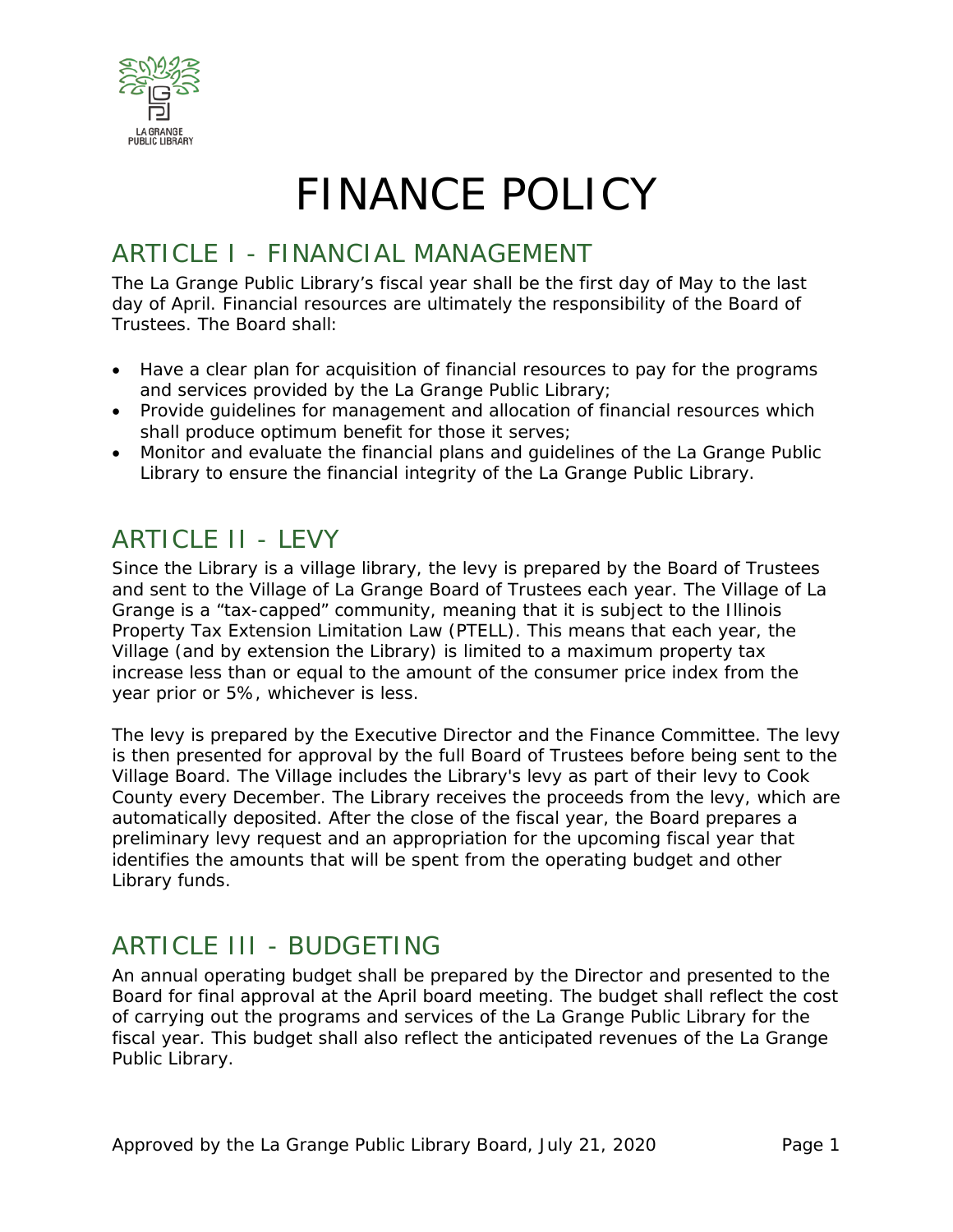# FINANCE POLICY

## ARTICLE I - FINANCIAL MANAGEMENT

The La Grange Public Library's fiscal year shall be the first day of May to the last day of April. Financial resources are ultimately the responsibility of the Board of Trustees. The Board shall:

- Have a clear plan for acquisition of financial resources to pay for the programs and services provided by the La Grange Public Library;
- Provide guidelines for management and allocation of financial resources which shall produce optimum benefit for those it serves;
- Monitor and evaluate the financial plans and guidelines of the La Grange Public Library to ensure the financial integrity of the La Grange Public Library.

## ARTICLE II - LEVY

Since the Library is a village library, the levy is prepared by the Board of Trustees and sent to the Village of La Grange Board of Trustees each year. The Village of La Grange is a "tax-capped" community, meaning that it is subject to the Illinois Property Tax Extension Limitation Law (PTELL). This means that each year, the Village (and by extension the Library) is limited to a maximum property tax increase less than or equal to the amount of the consumer price index from the year prior or 5%, whichever is less.

The levy is prepared by the Executive Director and the Finance Committee. The levy is then presented for approval by the full Board of Trustees before being sent to the Village Board. The Village includes the Library's levy as part of their levy to Cook County every December. The Library receives the proceeds from the levy, which are automatically deposited. After the close of the fiscal year, the Board prepares a preliminary levy request and an appropriation for the upcoming fiscal year that identifies the amounts that will be spent from the operating budget and other Library funds.

## ARTICLE III - BUDGETING

An annual operating budget shall be prepared by the Director and presented to the Board for final approval at the April board meeting. The budget shall reflect the cost of carrying out the programs and services of the La Grange Public Library for the fiscal year. This budget shall also reflect the anticipated revenues of the La Grange Public Library.

Approved by the La Grange Public Library Board, July 21, 2020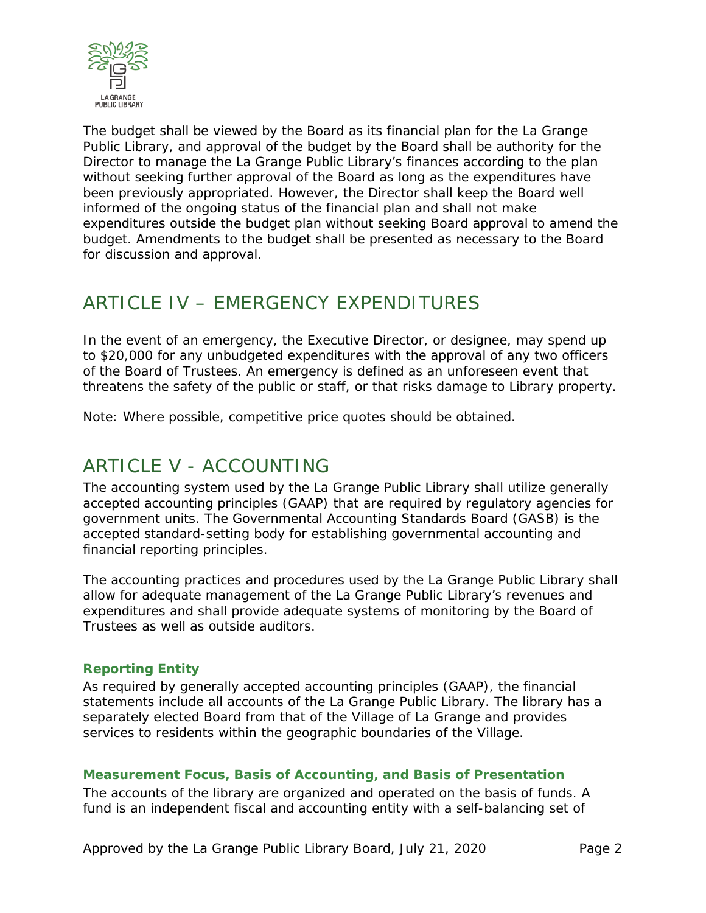The budget shall be viewed by the Board as its financial plan for the La Grange Public Library, and approval of the budget by the Board shall be authority for the Director to manage the La Grange Public Library's finances according to the plan without seeking further approval of the Board as long as the expenditures have been previously appropriated. However, the Director shall keep the Board well informed of the ongoing status of the financial plan and shall not make expenditures outside the budget plan without seeking Board approval to amend the budget. Amendments to the budget shall be presented as necessary to the Board for discussion and approval.

## ARTICLE IV – EMERGENCY EXPENDITURES

In the event of an emergency, the Executive Director, or designee, may spend up to $20,000 for any unbudgeted expenditures with the approval of any two officers of the Board of Trustees. An emergency is defined as an unforeseen event that threatens the safety of the public or staff, or that risks damage to Library property.

Note: Where possible, competitive price quotes should be obtained.

## ARTICLE V - ACCOUNTING

The accounting system used by the La Grange Public Library shall utilize generally accepted accounting principles (GAAP) that are required by regulatory agencies for government units. The Governmental Accounting Standards Board (GASB) is the accepted standard-setting body for establishing governmental accounting and financial reporting principles.

The accounting practices and procedures used by the La Grange Public Library shall allow for adequate management of the La Grange Public Library's revenues and expenditures and shall provide adequate systems of monitoring by the Board of Trustees as well as outside auditors.

### Reporting Entity

As required by generally accepted accounting principles (GAAP), the financial statements include all accounts of the La Grange Public Library. The library has a separately elected Board from that of the Village of La Grange and provides services to residents within the geographic boundaries of the Village.

### Measurement Focus, Basis of Accounting, and Basis of Presentation

The accounts of the library are organized and operated on the basis of funds. A fund is an independent fiscal and accounting entity with a self-balancing set of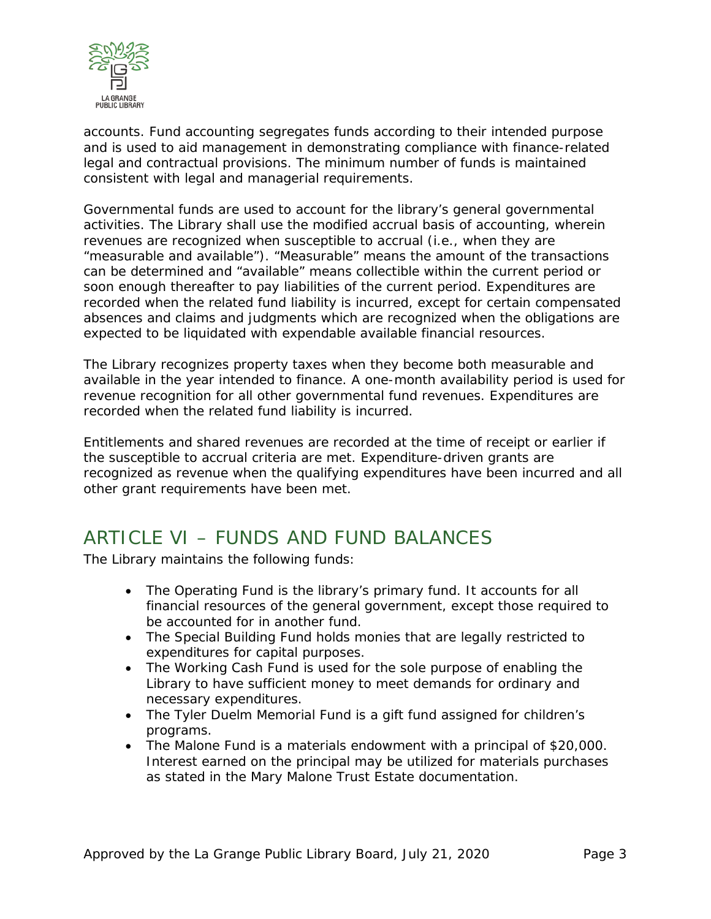accounts. Fund accounting segregates funds according to their intended purpose and is used to aid management in demonstrating compliance with finance-related legal and contractual provisions. The minimum number of funds is maintained consistent with legal and managerial requirements.

Governmental funds are used to account for the library's general governmental activities. The Library shall use the modified accrual basis of accounting, wherein revenues are recognized when susceptible to accrual (i.e., when they are "measurable and available"). "Measurable" means the amount of the transactions can be determined and "available" means collectible within the current period or soon enough thereafter to pay liabilities of the current period. Expenditures are recorded when the related fund liability is incurred, except for certain compensated absences and claims and judgments which are recognized when the obligations are expected to be liquidated with expendable available financial resources.

The Library recognizes property taxes when they become both measurable and available in the year intended to finance. A one-month availability period is used for revenue recognition for all other governmental fund revenues. Expenditures are recorded when the related fund liability is incurred.

Entitlements and shared revenues are recorded at the time of receipt or earlier if the susceptible to accrual criteria are met. Expenditure-driven grants are recognized as revenue when the qualifying expenditures have been incurred and all other grant requirements have been met.

## ARTICLE VI – FUNDS AND FUND BALANCES

The Library maintains the following funds:

- The Operating Fund is the library's primary fund. It accounts for all financial resources of the general government, except those required to be accounted for in another fund.
- The Special Building Fund holds monies that are legally restricted to expenditures for capital purposes.
- The Working Cash Fund is used for the sole purpose of enabling the Library to have sufficient money to meet demands for ordinary and necessary expenditures.
- The Tyler Duelm Memorial Fund is a gift fund assigned for children's programs.
- The Malone Fund is a materials endowment with a principal of $20,000. Interest earned on the principal may be utilized for materials purchases as stated in the Mary Malone Trust Estate documentation.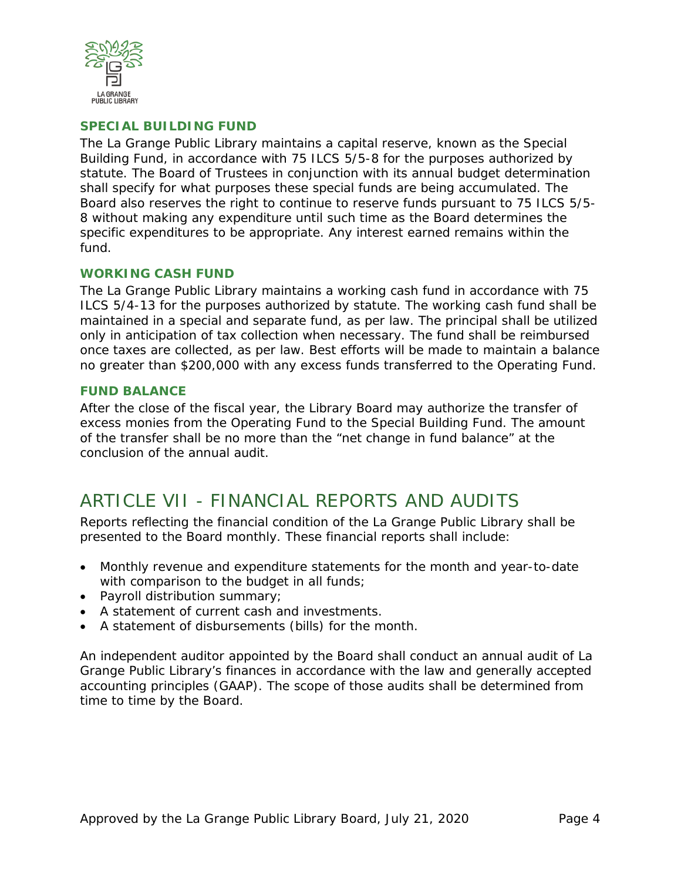### SPECIAL BUILDING FUND

The La Grange Public Library maintains a capital reserve, known as the Special Building Fund, in accordance with 75 ILCS 5/5-8 for the purposes authorized by statute. The Board of Trustees in conjunction with its annual budget determination shall specify for what purposes these special funds are being accumulated. The Board also reserves the right to continue to reserve funds pursuant to 75 ILCS 5/5-8 without making any expenditure until such time as the Board determines the specific expenditures to be appropriate. Any interest earned remains within the fund.

### WORKING CASH FUND

The La Grange Public Library maintains a working cash fund in accordance with 75 ILCS 5/4-13 for the purposes authorized by statute. The working cash fund shall be maintained in a special and separate fund, as per law. The principal shall be utilized only in anticipation of tax collection when necessary. The fund shall be reimbursed once taxes are collected, as per law. Best efforts will be made to maintain a balance no greater than $200,000 with any excess funds transferred to the Operating Fund.

### FUND BALANCE

After the close of the fiscal year, the Library Board may authorize the transfer of excess monies from the Operating Fund to the Special Building Fund. The amount of the transfer shall be no more than the "net change in fund balance" at the conclusion of the annual audit.

## ARTICLE VII - FINANCIAL REPORTS AND AUDITS

Reports reflecting the financial condition of the La Grange Public Library shall be presented to the Board monthly. These financial reports shall include:

- Monthly revenue and expenditure statements for the month and year-to-date with comparison to the budget in all funds;
- Payroll distribution summary;
- A statement of current cash and investments.
- A statement of disbursements (bills) for the month.

An independent auditor appointed by the Board shall conduct an annual audit of La Grange Public Library's finances in accordance with the law and generally accepted accounting principles (GAAP). The scope of those audits shall be determined from time to time by the Board.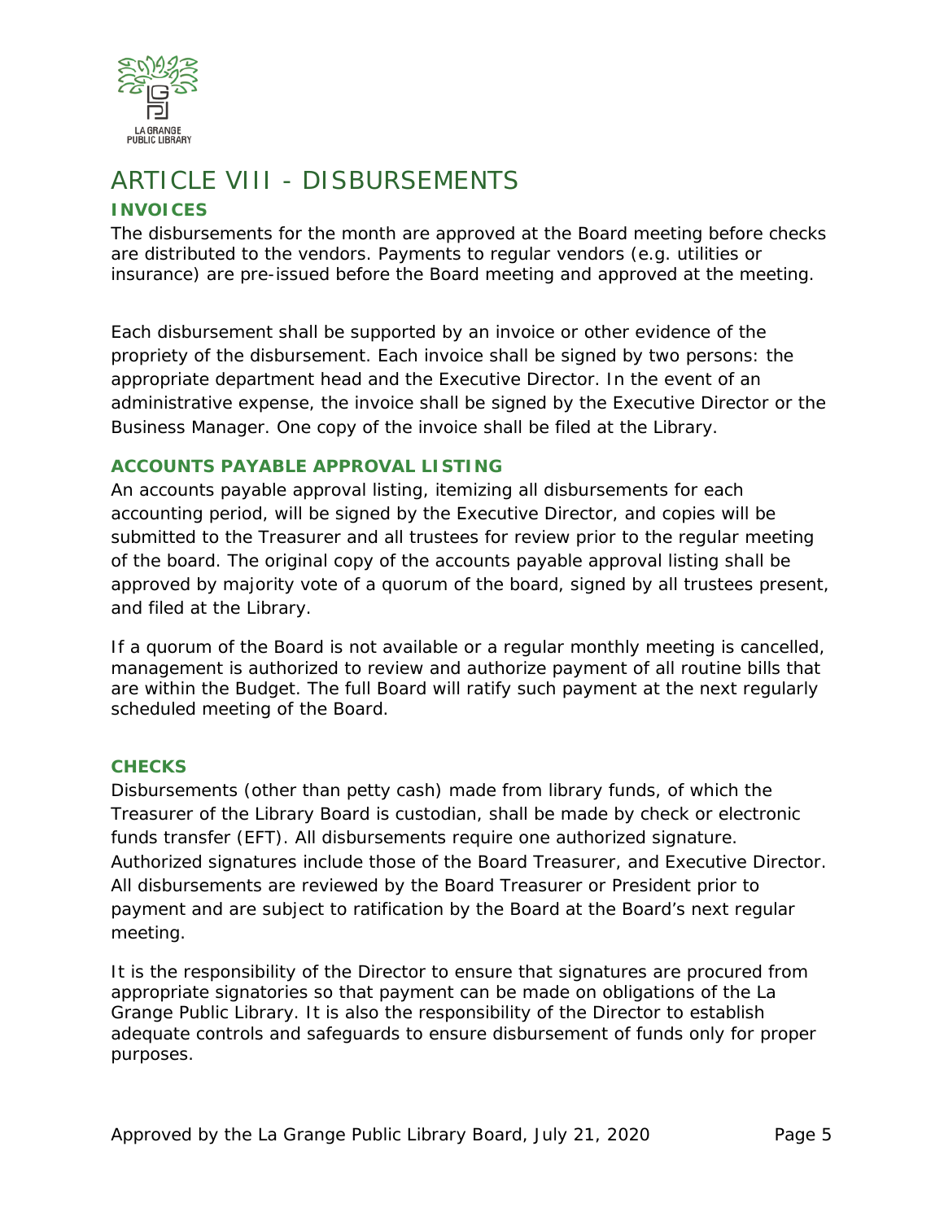# ARTICLE VIII - DISBURSEMENTS

## INVOICES

The disbursements for the month are approved at the Board meeting before checks are distributed to the vendors. Payments to regular vendors (e.g. utilities or insurance) are pre-issued before the Board meeting and approved at the meeting.

Each disbursement shall be supported by an invoice or other evidence of the propriety of the disbursement. Each invoice shall be signed by two persons: the appropriate department head and the Executive Director. In the event of an administrative expense, the invoice shall be signed by the Executive Director or the Business Manager. One copy of the invoice shall be filed at the Library.

## ACCOUNTS PAYABLE APPROVAL LISTING

An accounts payable approval listing, itemizing all disbursements for each accounting period, will be signed by the Executive Director, and copies will be submitted to the Treasurer and all trustees for review prior to the regular meeting of the board. The original copy of the accounts payable approval listing shall be approved by majority vote of a quorum of the board, signed by all trustees present, and filed at the Library.

If a quorum of the Board is not available or a regular monthly meeting is cancelled, management is authorized to review and authorize payment of all routine bills that are within the Budget. The full Board will ratify such payment at the next regularly scheduled meeting of the Board.

## CHECKS

Disbursements (other than petty cash) made from library funds, of which the Treasurer of the Library Board is custodian, shall be made by check or electronic funds transfer (EFT). All disbursements require one authorized signature. Authorized signatures include those of the Board Treasurer, and Executive Director. All disbursements are reviewed by the Board Treasurer or President prior to payment and are subject to ratification by the Board at the Board's next regular meeting.

It is the responsibility of the Director to ensure that signatures are procured from appropriate signatories so that payment can be made on obligations of the La Grange Public Library. It is also the responsibility of the Director to establish adequate controls and safeguards to ensure disbursement of funds only for proper purposes.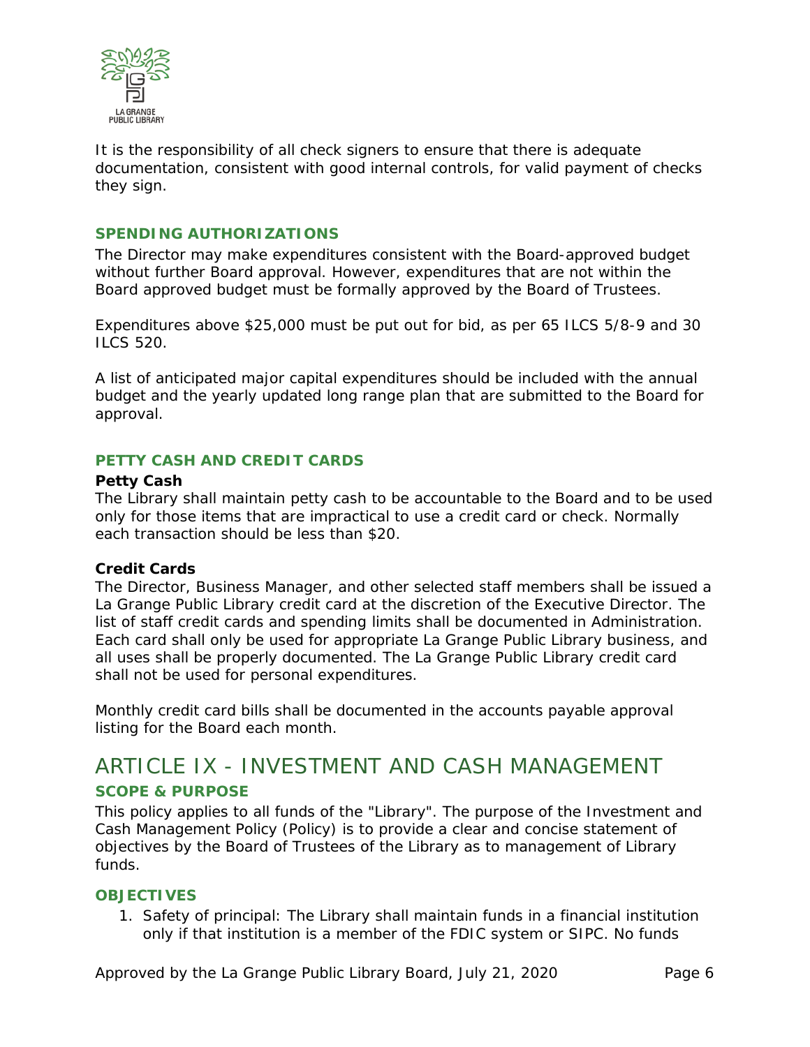It is the responsibility of all check signers to ensure that there is adequate documentation, consistent with good internal controls, for valid payment of checks they sign.

### SPENDING AUTHORIZATIONS

The Director may make expenditures consistent with the Board-approved budget without further Board approval. However, expenditures that are not within the Board approved budget must be formally approved by the Board of Trustees.

Expenditures above $25,000 must be put out for bid, as per 65 ILCS 5/8-9 and 30 ILCS 520.

A list of anticipated major capital expenditures should be included with the annual budget and the yearly updated long range plan that are submitted to the Board for approval.

### PETTY CASH AND CREDIT CARDS

**Petty Cash**

The Library shall maintain petty cash to be accountable to the Board and to be used only for those items that are impractical to use a credit card or check. Normally each transaction should be less than $20.

**Credit Cards**

The Director, Business Manager, and other selected staff members shall be issued a La Grange Public Library credit card at the discretion of the Executive Director. The list of staff credit cards and spending limits shall be documented in Administration. Each card shall only be used for appropriate La Grange Public Library business, and all uses shall be properly documented. The La Grange Public Library credit card shall not be used for personal expenditures.

Monthly credit card bills shall be documented in the accounts payable approval listing for the Board each month.

## ARTICLE IX - INVESTMENT AND CASH MANAGEMENT

### SCOPE & PURPOSE

This policy applies to all funds of the "Library". The purpose of the Investment and Cash Management Policy (Policy) is to provide a clear and concise statement of objectives by the Board of Trustees of the Library as to management of Library funds.

### OBJECTIVES

1. Safety of principal: The Library shall maintain funds in a financial institution only if that institution is a member of the FDIC system or SIPC. No funds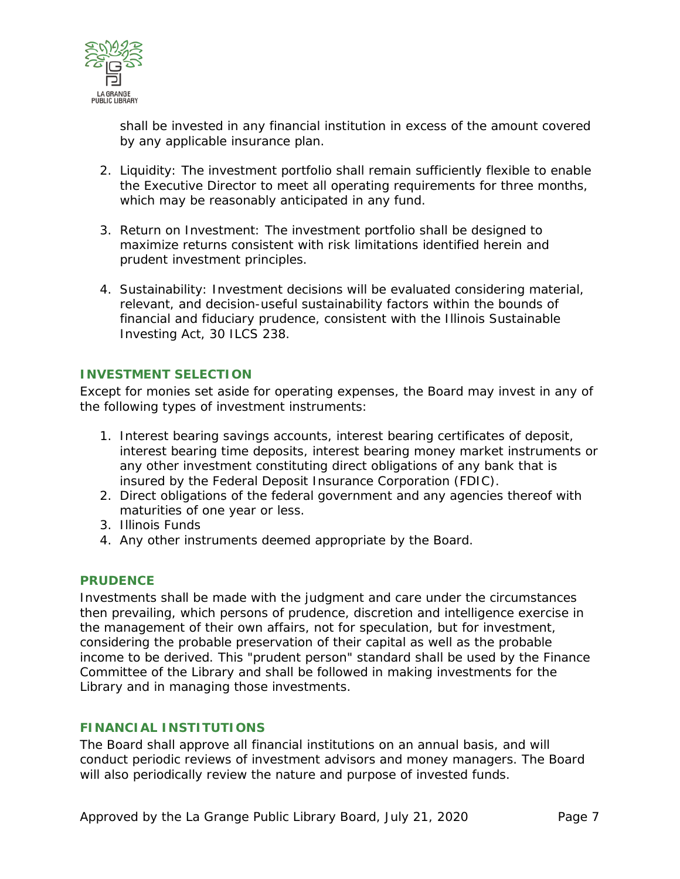shall be invested in any financial institution in excess of the amount covered by any applicable insurance plan.

2. Liquidity: The investment portfolio shall remain sufficiently flexible to enable the Executive Director to meet all operating requirements for three months, which may be reasonably anticipated in any fund.

3. Return on Investment: The investment portfolio shall be designed to maximize returns consistent with risk limitations identified herein and prudent investment principles.

4. Sustainability: Investment decisions will be evaluated considering material, relevant, and decision-useful sustainability factors within the bounds of financial and fiduciary prudence, consistent with the Illinois Sustainable Investing Act, 30 ILCS 238.

## INVESTMENT SELECTION

Except for monies set aside for operating expenses, the Board may invest in any of the following types of investment instruments:

1. Interest bearing savings accounts, interest bearing certificates of deposit, interest bearing time deposits, interest bearing money market instruments or any other investment constituting direct obligations of any bank that is insured by the Federal Deposit Insurance Corporation (FDIC).
2. Direct obligations of the federal government and any agencies thereof with maturities of one year or less.
3. Illinois Funds
4. Any other instruments deemed appropriate by the Board.

## PRUDENCE

Investments shall be made with the judgment and care under the circumstances then prevailing, which persons of prudence, discretion and intelligence exercise in the management of their own affairs, not for speculation, but for investment, considering the probable preservation of their capital as well as the probable income to be derived. This "prudent person" standard shall be used by the Finance Committee of the Library and shall be followed in making investments for the Library and in managing those investments.

## FINANCIAL INSTITUTIONS

The Board shall approve all financial institutions on an annual basis, and will conduct periodic reviews of investment advisors and money managers. The Board will also periodically review the nature and purpose of invested funds.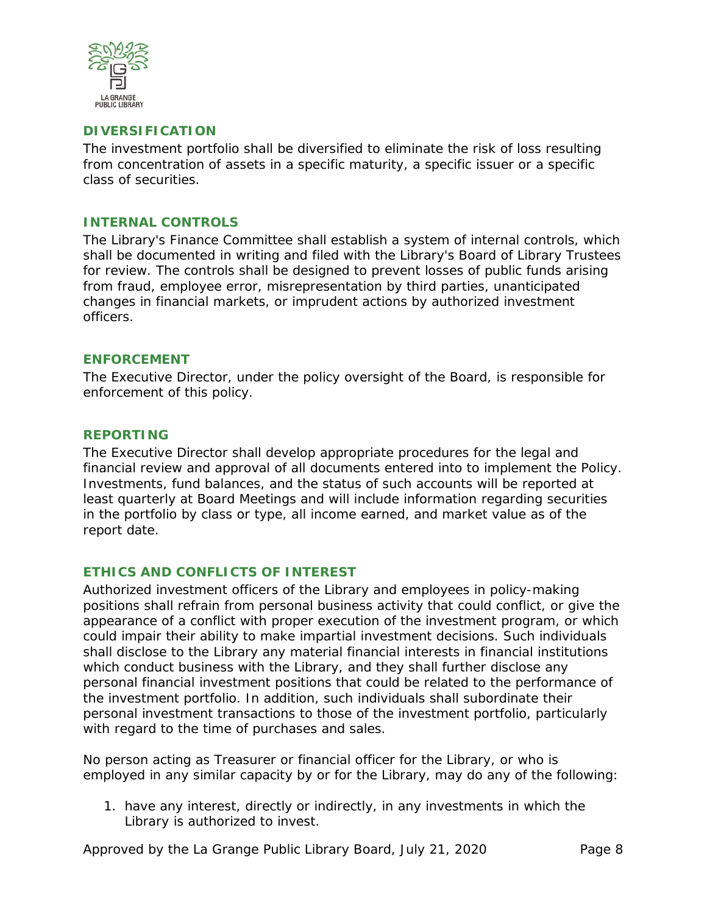## DIVERSIFICATION

The investment portfolio shall be diversified to eliminate the risk of loss resulting from concentration of assets in a specific maturity, a specific issuer or a specific class of securities.

## INTERNAL CONTROLS

The Library's Finance Committee shall establish a system of internal controls, which shall be documented in writing and filed with the Library's Board of Library Trustees for review. The controls shall be designed to prevent losses of public funds arising from fraud, employee error, misrepresentation by third parties, unanticipated changes in financial markets, or imprudent actions by authorized investment officers.

## ENFORCEMENT

The Executive Director, under the policy oversight of the Board, is responsible for enforcement of this policy.

## REPORTING

The Executive Director shall develop appropriate procedures for the legal and financial review and approval of all documents entered into to implement the Policy. Investments, fund balances, and the status of such accounts will be reported at least quarterly at Board Meetings and will include information regarding securities in the portfolio by class or type, all income earned, and market value as of the report date.

## ETHICS AND CONFLICTS OF INTEREST

Authorized investment officers of the Library and employees in policy-making positions shall refrain from personal business activity that could conflict, or give the appearance of a conflict with proper execution of the investment program, or which could impair their ability to make impartial investment decisions. Such individuals shall disclose to the Library any material financial interests in financial institutions which conduct business with the Library, and they shall further disclose any personal financial investment positions that could be related to the performance of the investment portfolio. In addition, such individuals shall subordinate their personal investment transactions to those of the investment portfolio, particularly with regard to the time of purchases and sales.

No person acting as Treasurer or financial officer for the Library, or who is employed in any similar capacity by or for the Library, may do any of the following:

1. have any interest, directly or indirectly, in any investments in which the Library is authorized to invest.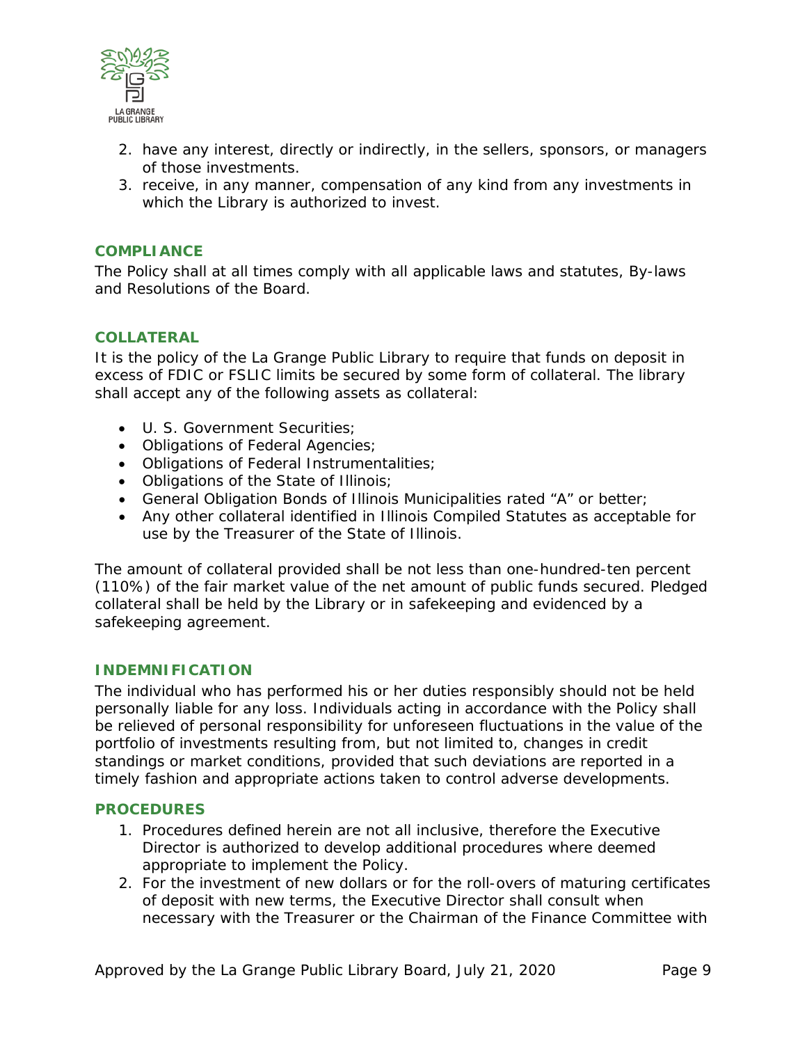2. have any interest, directly or indirectly, in the sellers, sponsors, or managers of those investments.
3. receive, in any manner, compensation of any kind from any investments in which the Library is authorized to invest.

## COMPLIANCE

The Policy shall at all times comply with all applicable laws and statutes, By-laws and Resolutions of the Board.

## COLLATERAL

It is the policy of the La Grange Public Library to require that funds on deposit in excess of FDIC or FSLIC limits be secured by some form of collateral. The library shall accept any of the following assets as collateral:

- U. S. Government Securities;
- Obligations of Federal Agencies;
- Obligations of Federal Instrumentalities;
- Obligations of the State of Illinois;
- General Obligation Bonds of Illinois Municipalities rated "A" or better;
- Any other collateral identified in Illinois Compiled Statutes as acceptable for use by the Treasurer of the State of Illinois.

The amount of collateral provided shall be not less than one-hundred-ten percent (110%) of the fair market value of the net amount of public funds secured. Pledged collateral shall be held by the Library or in safekeeping and evidenced by a safekeeping agreement.

## INDEMNIFICATION

The individual who has performed his or her duties responsibly should not be held personally liable for any loss. Individuals acting in accordance with the Policy shall be relieved of personal responsibility for unforeseen fluctuations in the value of the portfolio of investments resulting from, but not limited to, changes in credit standings or market conditions, provided that such deviations are reported in a timely fashion and appropriate actions taken to control adverse developments.

## PROCEDURES

1. Procedures defined herein are not all inclusive, therefore the Executive Director is authorized to develop additional procedures where deemed appropriate to implement the Policy.
2. For the investment of new dollars or for the roll-overs of maturing certificates of deposit with new terms, the Executive Director shall consult when necessary with the Treasurer or the Chairman of the Finance Committee with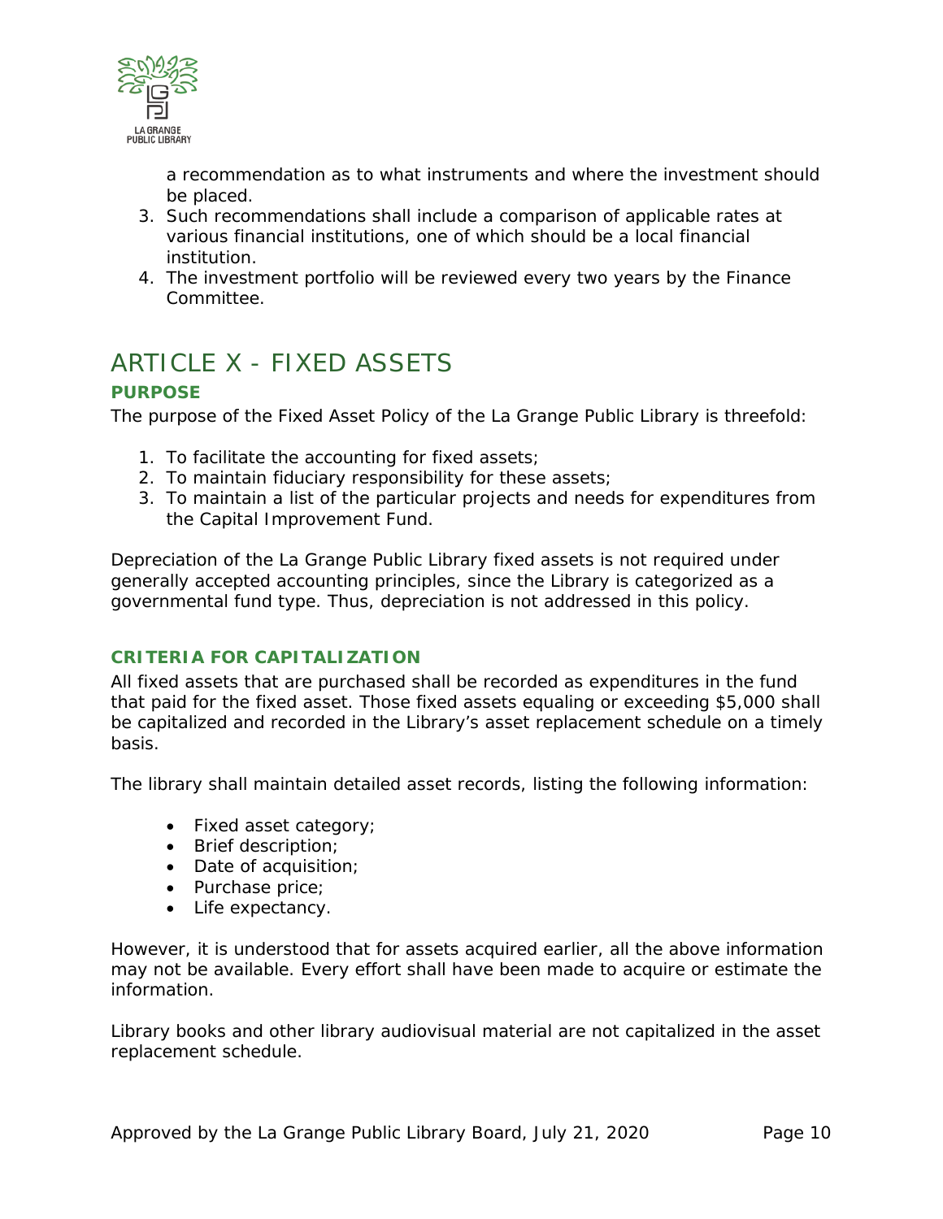a recommendation as to what instruments and where the investment should be placed.

3. Such recommendations shall include a comparison of applicable rates at various financial institutions, one of which should be a local financial institution.
4. The investment portfolio will be reviewed every two years by the Finance Committee.

# ARTICLE X - FIXED ASSETS

### PURPOSE

The purpose of the Fixed Asset Policy of the La Grange Public Library is threefold:

1. To facilitate the accounting for fixed assets;
2. To maintain fiduciary responsibility for these assets;
3. To maintain a list of the particular projects and needs for expenditures from the Capital Improvement Fund.

Depreciation of the La Grange Public Library fixed assets is not required under generally accepted accounting principles, since the Library is categorized as a governmental fund type. Thus, depreciation is not addressed in this policy.

### CRITERIA FOR CAPITALIZATION

All fixed assets that are purchased shall be recorded as expenditures in the fund that paid for the fixed asset. Those fixed assets equaling or exceeding $5,000 shall be capitalized and recorded in the Library's asset replacement schedule on a timely basis.

The library shall maintain detailed asset records, listing the following information:

- Fixed asset category;
- Brief description;
- Date of acquisition;
- Purchase price;
- Life expectancy.

However, it is understood that for assets acquired earlier, all the above information may not be available. Every effort shall have been made to acquire or estimate the information.

Library books and other library audiovisual material are not capitalized in the asset replacement schedule.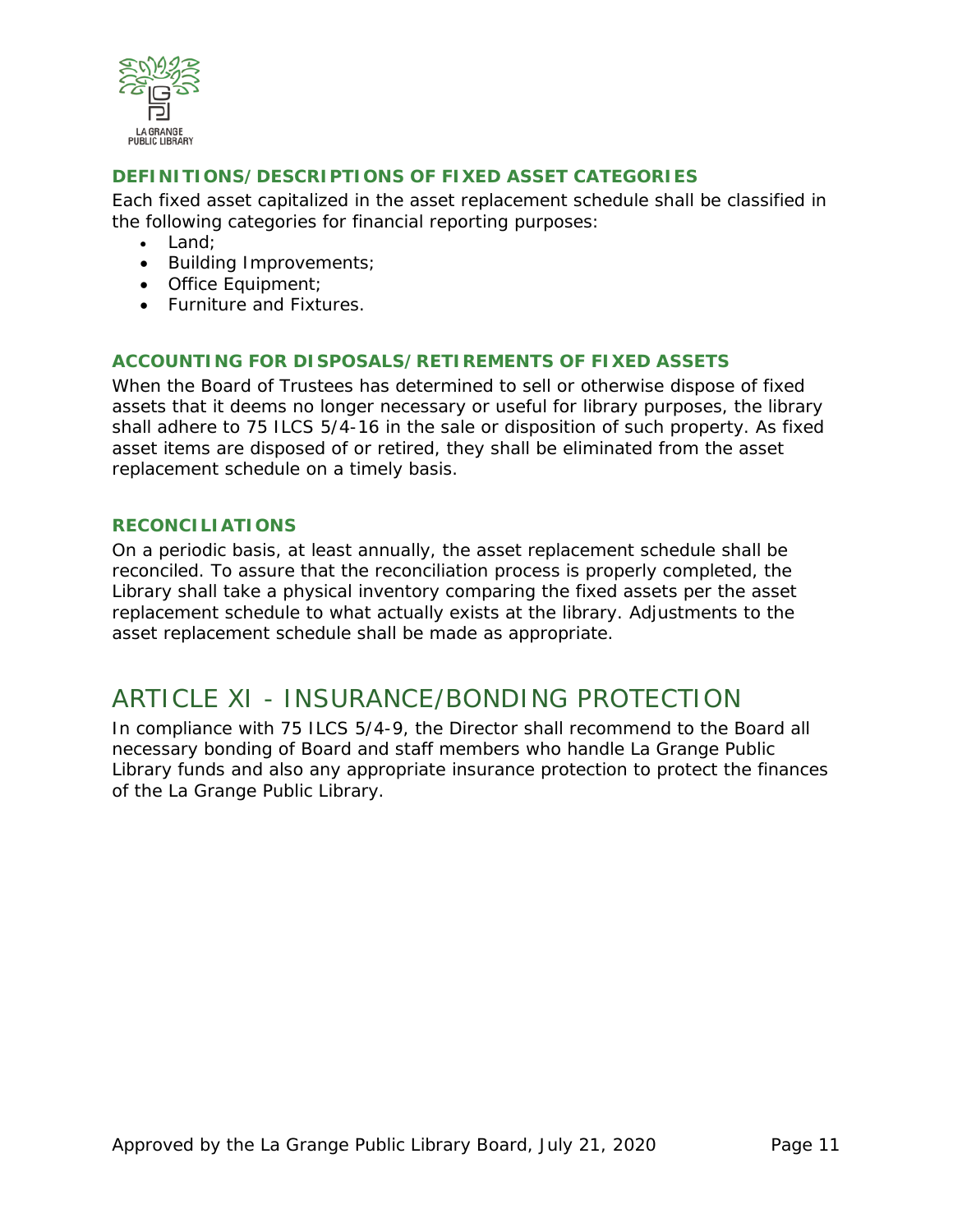### DEFINITIONS/DESCRIPTIONS OF FIXED ASSET CATEGORIES

Each fixed asset capitalized in the asset replacement schedule shall be classified in the following categories for financial reporting purposes:

- Land;
- Building Improvements;
- Office Equipment;
- Furniture and Fixtures.

### ACCOUNTING FOR DISPOSALS/RETIREMENTS OF FIXED ASSETS

When the Board of Trustees has determined to sell or otherwise dispose of fixed assets that it deems no longer necessary or useful for library purposes, the library shall adhere to 75 ILCS 5/4-16 in the sale or disposition of such property. As fixed asset items are disposed of or retired, they shall be eliminated from the asset replacement schedule on a timely basis.

### RECONCILIATIONS

On a periodic basis, at least annually, the asset replacement schedule shall be reconciled. To assure that the reconciliation process is properly completed, the Library shall take a physical inventory comparing the fixed assets per the asset replacement schedule to what actually exists at the library. Adjustments to the asset replacement schedule shall be made as appropriate.

## ARTICLE XI - INSURANCE/BONDING PROTECTION

In compliance with 75 ILCS 5/4-9, the Director shall recommend to the Board all necessary bonding of Board and staff members who handle La Grange Public Library funds and also any appropriate insurance protection to protect the finances of the La Grange Public Library.